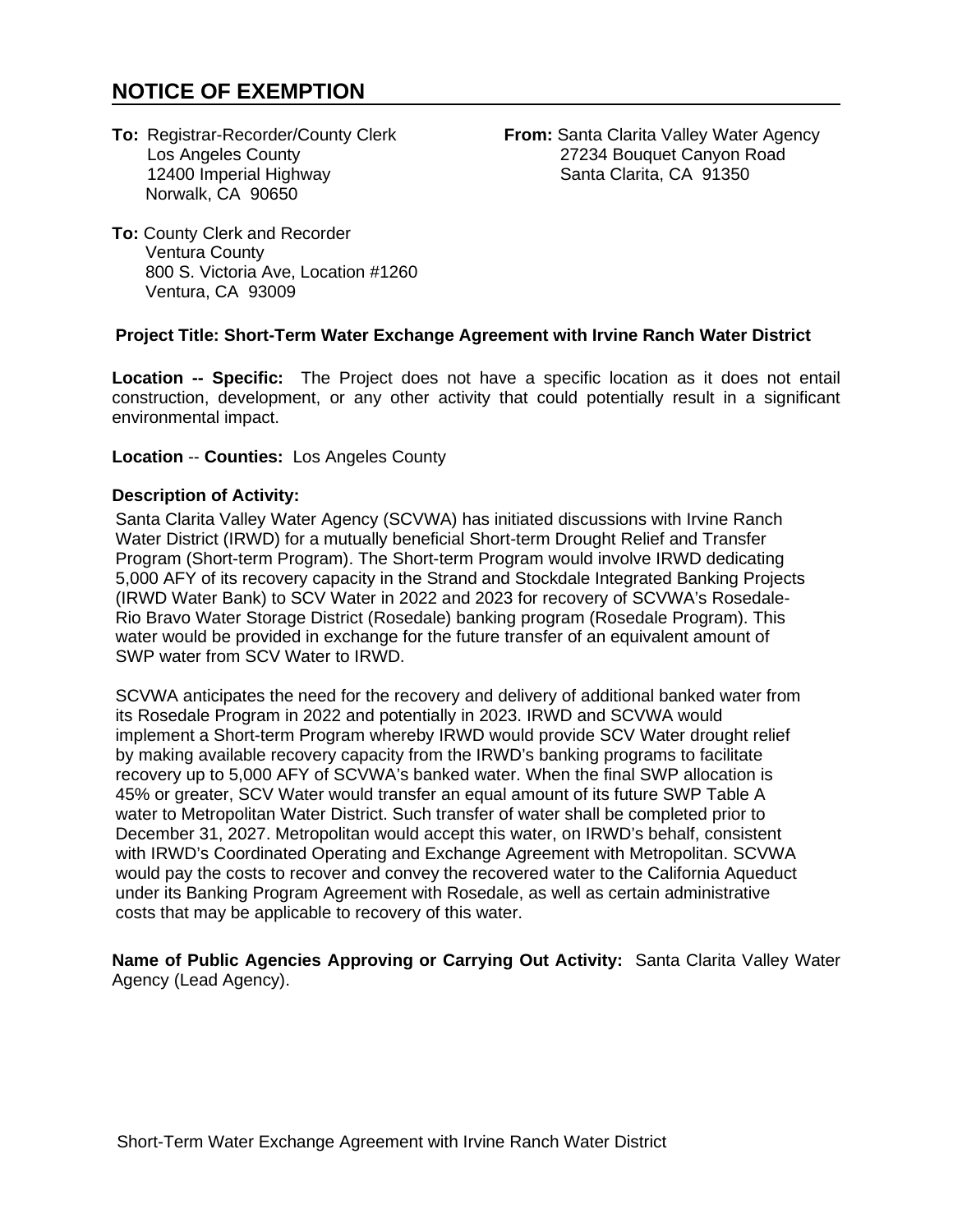# NOTICE OF EXEMPTION

**To:** Registrar-Recorder/County Clerk
Los Angeles County
12400 Imperial Highway
Norwalk, CA 90650

**From:** Santa Clarita Valley Water Agency
27234 Bouquet Canyon Road
Santa Clarita, CA 91350

**To:** County Clerk and Recorder
Ventura County
800 S. Victoria Ave, Location #1260
Ventura, CA 93009

**Project Title: Short-Term Water Exchange Agreement with Irvine Ranch Water District**

**Location -- Specific:** The Project does not have a specific location as it does not entail construction, development, or any other activity that could potentially result in a significant environmental impact.

**Location -- Counties:** Los Angeles County

**Description of Activity:**

Santa Clarita Valley Water Agency (SCVWA) has initiated discussions with Irvine Ranch Water District (IRWD) for a mutually beneficial Short-term Drought Relief and Transfer Program (Short-term Program). The Short-term Program would involve IRWD dedicating 5,000 AFY of its recovery capacity in the Strand and Stockdale Integrated Banking Projects (IRWD Water Bank) to SCV Water in 2022 and 2023 for recovery of SCVWA's Rosedale-Rio Bravo Water Storage District (Rosedale) banking program (Rosedale Program). This water would be provided in exchange for the future transfer of an equivalent amount of SWP water from SCV Water to IRWD.

SCVWA anticipates the need for the recovery and delivery of additional banked water from its Rosedale Program in 2022 and potentially in 2023. IRWD and SCVWA would implement a Short-term Program whereby IRWD would provide SCV Water drought relief by making available recovery capacity from the IRWD's banking programs to facilitate recovery up to 5,000 AFY of SCVWA's banked water. When the final SWP allocation is 45% or greater, SCV Water would transfer an equal amount of its future SWP Table A water to Metropolitan Water District. Such transfer of water shall be completed prior to December 31, 2027. Metropolitan would accept this water, on IRWD's behalf, consistent with IRWD's Coordinated Operating and Exchange Agreement with Metropolitan. SCVWA would pay the costs to recover and convey the recovered water to the California Aqueduct under its Banking Program Agreement with Rosedale, as well as certain administrative costs that may be applicable to recovery of this water.

**Name of Public Agencies Approving or Carrying Out Activity:** Santa Clarita Valley Water Agency (Lead Agency).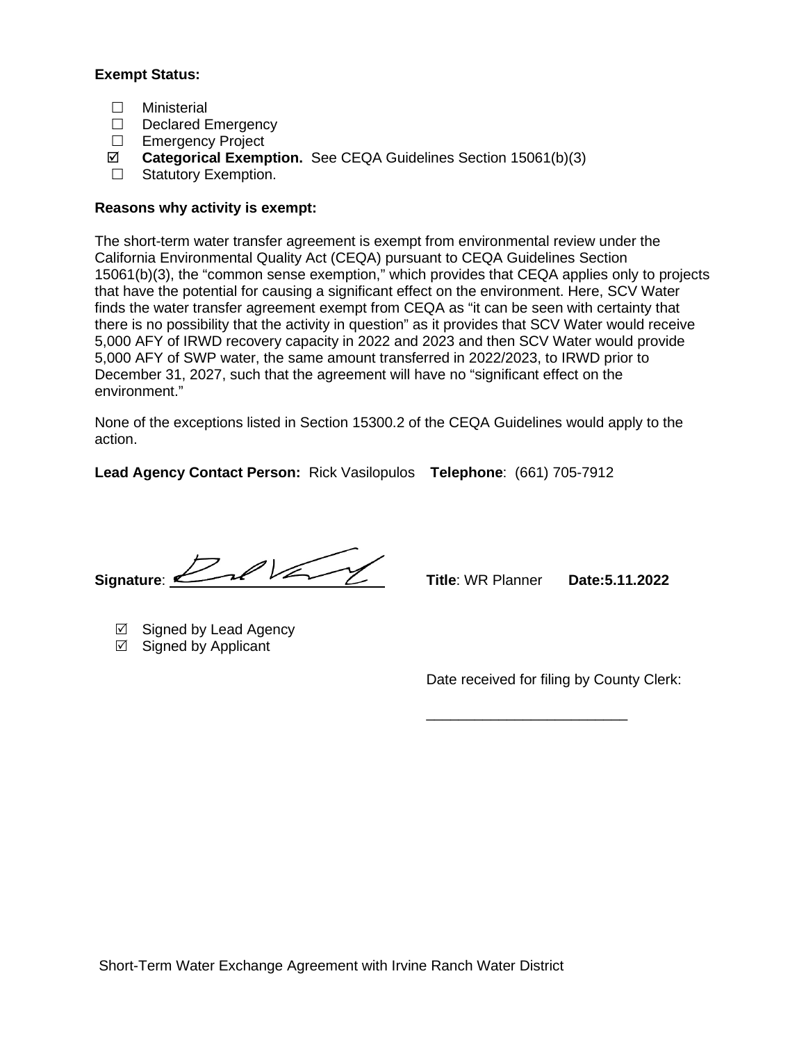**Exempt Status:**

- ☐ Ministerial
- ☐ Declared Emergency
- ☐ Emergency Project
- ☑ **Categorical Exemption.** See CEQA Guidelines Section 15061(b)(3)
- ☐ Statutory Exemption.

**Reasons why activity is exempt:**

The short-term water transfer agreement is exempt from environmental review under the California Environmental Quality Act (CEQA) pursuant to CEQA Guidelines Section 15061(b)(3), the "common sense exemption," which provides that CEQA applies only to projects that have the potential for causing a significant effect on the environment. Here, SCV Water finds the water transfer agreement exempt from CEQA as "it can be seen with certainty that there is no possibility that the activity in question" as it provides that SCV Water would receive 5,000 AFY of IRWD recovery capacity in 2022 and 2023 and then SCV Water would provide 5,000 AFY of SWP water, the same amount transferred in 2022/2023, to IRWD prior to December 31, 2027, such that the agreement will have no "significant effect on the environment."

None of the exceptions listed in Section 15300.2 of the CEQA Guidelines would apply to the action.

**Lead Agency Contact Person:** Rick Vasilopulos **Telephone**: (661) 705-7912

**Signature**: _______________ **Title**: WR Planner **Date:5.11.2022**

- ☑ Signed by Lead Agency
- ☑ Signed by Applicant

Date received for filing by County Clerk:

________________________

Short-Term Water Exchange Agreement with Irvine Ranch Water District